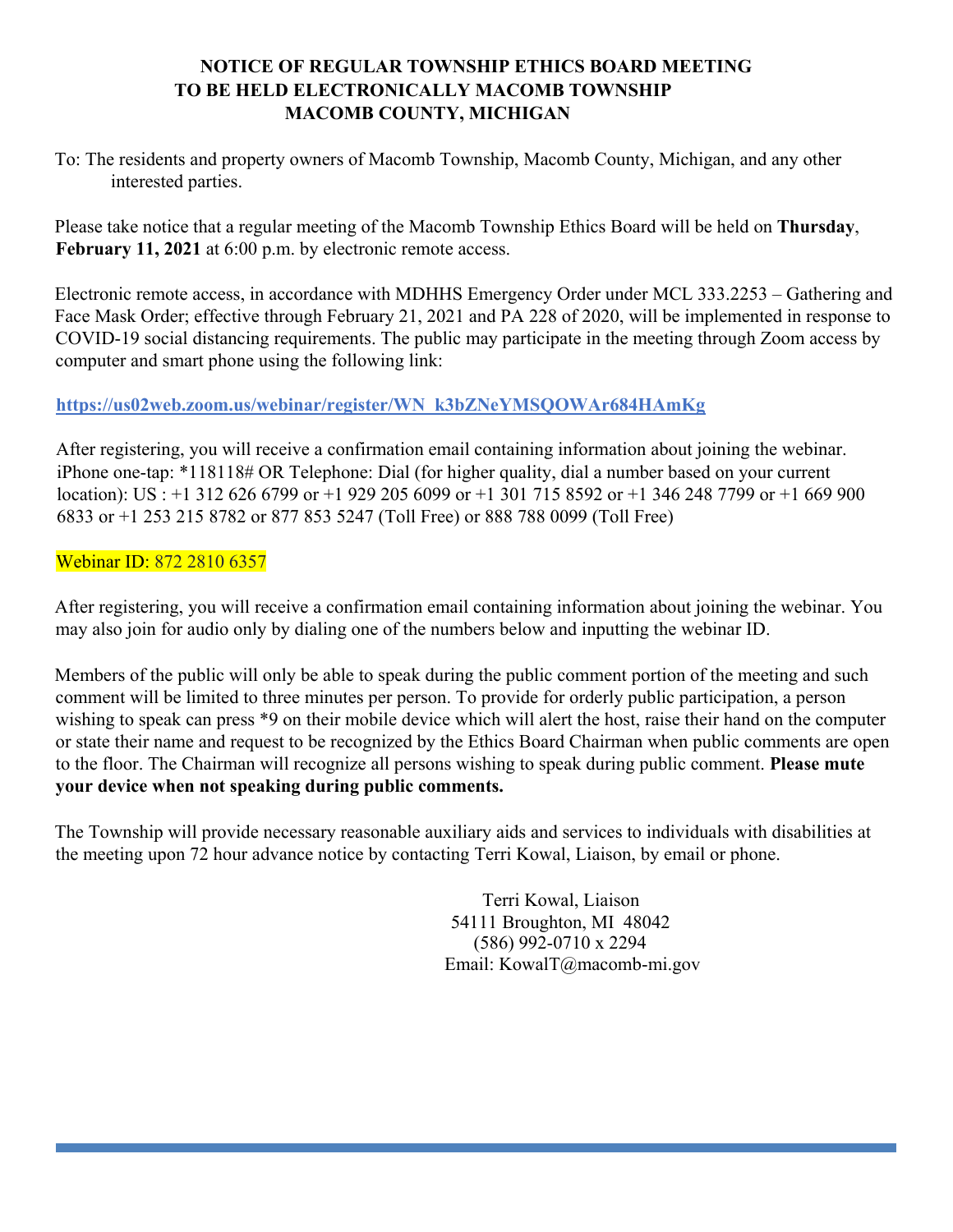# NOTICE OF REGULAR TOWNSHIP ETHICS BOARD MEETING TO BE HELD ELECTRONICALLY MACOMB TOWNSHIP MACOMB COUNTY, MICHIGAN

To: The residents and property owners of Macomb Township, Macomb County, Michigan, and any other interested parties.

Please take notice that a regular meeting of the Macomb Township Ethics Board will be held on **Thursday**, **February 11, 2021** at 6:00 p.m. by electronic remote access.

Electronic remote access, in accordance with MDHHS Emergency Order under MCL 333.2253 – Gathering and Face Mask Order; effective through February 21, 2021 and PA 228 of 2020, will be implemented in response to COVID-19 social distancing requirements. The public may participate in the meeting through Zoom access by computer and smart phone using the following link:

**https://us02web.zoom.us/webinar/register/WN_k3bZNeYMSQOWAr684HAmKg**

After registering, you will receive a confirmation email containing information about joining the webinar. iPhone one-tap: *118118# OR Telephone: Dial (for higher quality, dial a number based on your current location): US : +1 312 626 6799 or +1 929 205 6099 or +1 301 715 8592 or +1 346 248 7799 or +1 669 900 6833 or +1 253 215 8782 or 877 853 5247 (Toll Free) or 888 788 0099 (Toll Free)

Webinar ID: 872 2810 6357

After registering, you will receive a confirmation email containing information about joining the webinar. You may also join for audio only by dialing one of the numbers below and inputting the webinar ID.

Members of the public will only be able to speak during the public comment portion of the meeting and such comment will be limited to three minutes per person. To provide for orderly public participation, a person wishing to speak can press *9 on their mobile device which will alert the host, raise their hand on the computer or state their name and request to be recognized by the Ethics Board Chairman when public comments are open to the floor. The Chairman will recognize all persons wishing to speak during public comment. **Please mute your device when not speaking during public comments.**

The Township will provide necessary reasonable auxiliary aids and services to individuals with disabilities at the meeting upon 72 hour advance notice by contacting Terri Kowal, Liaison, by email or phone.

Terri Kowal, Liaison
54111 Broughton, MI 48042
(586) 992-0710 x 2294
Email: KowalT@macomb-mi.gov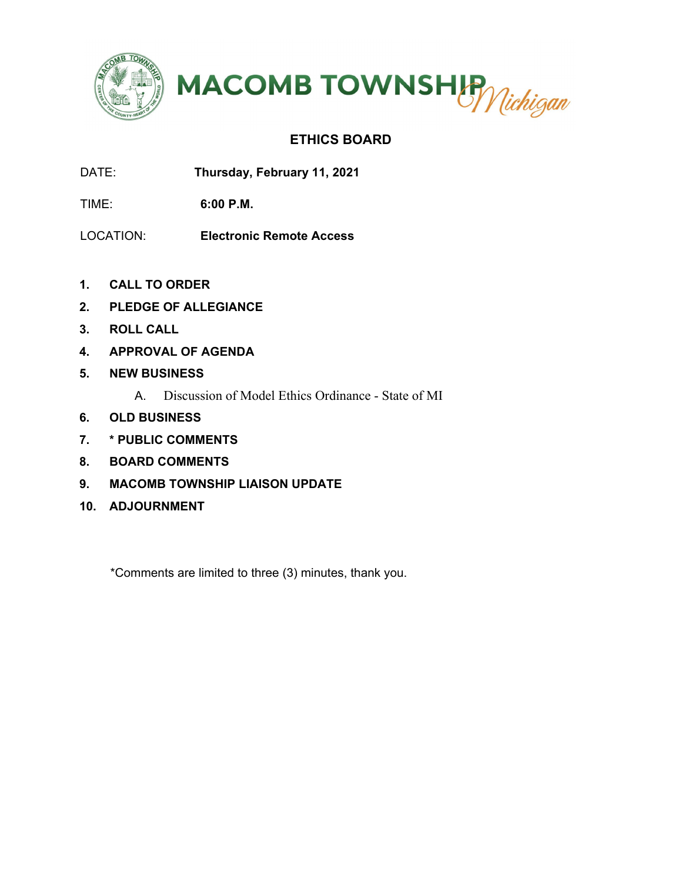# MACOMB TOWNSHIP *Michigan*

## ETHICS BOARD

DATE: **Thursday, February 11, 2021**

TIME: **6:00 P.M.**

LOCATION: **Electronic Remote Access**

1. **CALL TO ORDER**
2. **PLEDGE OF ALLEGIANCE**
3. **ROLL CALL**
4. **APPROVAL OF AGENDA**
5. **NEW BUSINESS**
   - A. Discussion of Model Ethics Ordinance - State of MI
6. **OLD BUSINESS**
7. **\* PUBLIC COMMENTS**
8. **BOARD COMMENTS**
9. **MACOMB TOWNSHIP LIAISON UPDATE**
10. **ADJOURNMENT**

*Comments are limited to three (3) minutes, thank you.